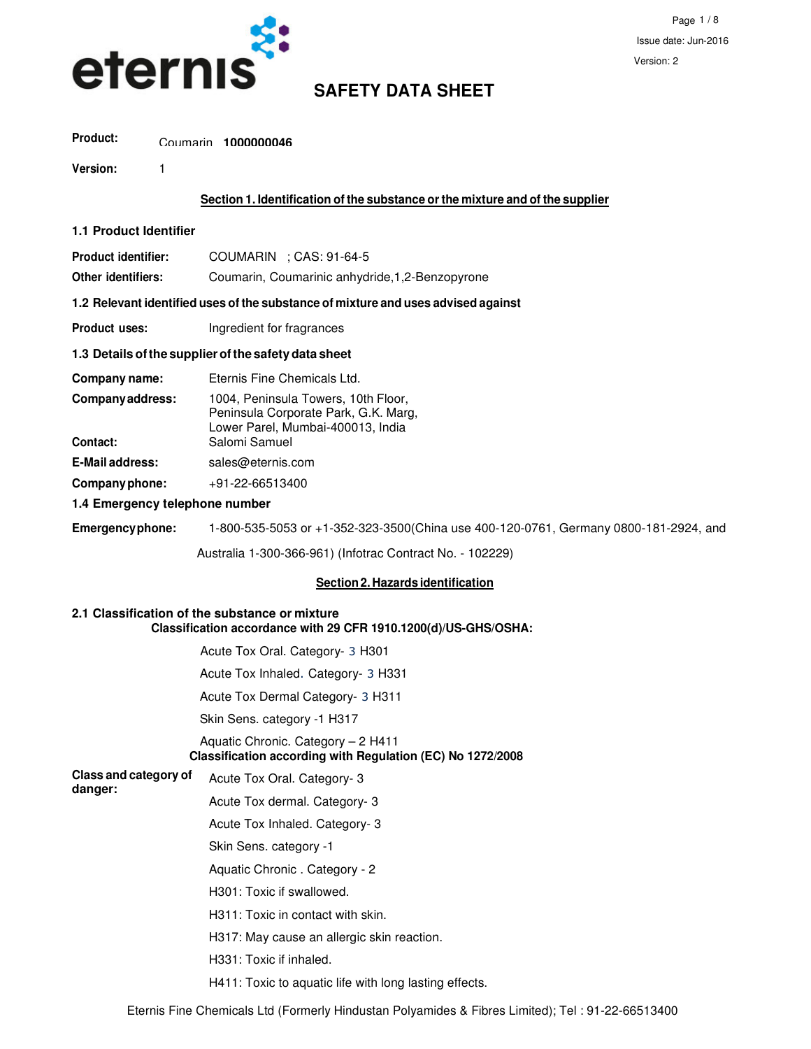eternis

# SAFETY DATA SHEET

Issue date: Jun-2016

Version: 2

**Product:** Coumarin **1000000046**

**Version:** 1

## Section 1. Identification of the substance or the mixture and of the supplier

### 1.1 Product Identifier

**Product identifier:** COUMARIN ; CAS: 91-64-5

**Other identifiers:** Coumarin, Coumarinic anhydride,1,2-Benzopyrone

### 1.2 Relevant identified uses of the substance of mixture and uses advised against

**Product uses:** Ingredient for fragrances

### 1.3 Details of the supplier of the safety data sheet

**Company name:** Eternis Fine Chemicals Ltd.

**Company address:** 1004, Peninsula Towers, 10th Floor, Peninsula Corporate Park, G.K. Marg, Lower Parel, Mumbai-400013, India

**Contact:** Salomi Samuel

**E-Mail address:** sales@eternis.com

**Company phone:** +91-22-66513400

### 1.4 Emergency telephone number

**Emergency phone:** 1-800-535-5053 or +1-352-323-3500(China use 400-120-0761, Germany 0800-181-2924, and Australia 1-300-366-961) (Infotrac Contract No. - 102229)

## Section 2. Hazards identification

### 2.1 Classification of the substance or mixture

**Classification accordance with 29 CFR 1910.1200(d)/US-GHS/OSHA:**

Acute Tox Oral. Category- 3 H301

Acute Tox Inhaled. Category- 3 H331

Acute Tox Dermal Category- 3 H311

Skin Sens. category -1 H317

Aquatic Chronic. Category – 2 H411

**Classification according with Regulation (EC) No 1272/2008**

**Class and category of danger:**

Acute Tox Oral. Category- 3

Acute Tox dermal. Category- 3

Acute Tox Inhaled. Category- 3

Skin Sens. category -1

Aquatic Chronic . Category - 2

H301: Toxic if swallowed.

H311: Toxic in contact with skin.

H317: May cause an allergic skin reaction.

H331: Toxic if inhaled.

H411: Toxic to aquatic life with long lasting effects.

Eternis Fine Chemicals Ltd (Formerly Hindustan Polyamides & Fibres Limited); Tel : 91-22-66513400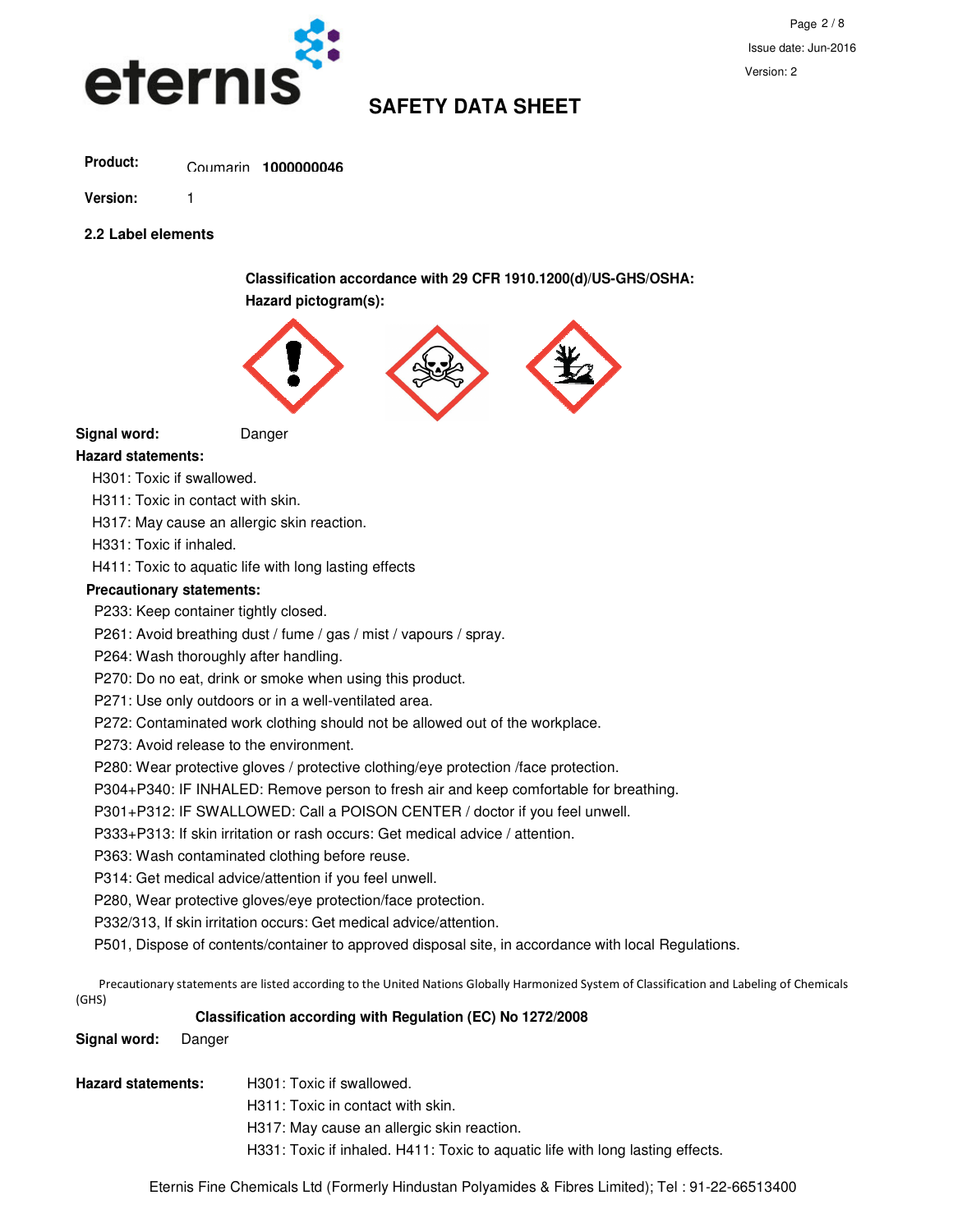**Product:** Coumarin **1000000046**

**Version:** 1

## 2.2 Label elements

**Classification accordance with 29 CFR 1910.1200(d)/US-GHS/OSHA:**

**Hazard pictogram(s):**

**Signal word:** Danger

**Hazard statements:**

H301: Toxic if swallowed.

H311: Toxic in contact with skin.

H317: May cause an allergic skin reaction.

H331: Toxic if inhaled.

H411: Toxic to aquatic life with long lasting effects

**Precautionary statements:**

P233: Keep container tightly closed.

P261: Avoid breathing dust / fume / gas / mist / vapours / spray.

P264: Wash thoroughly after handling.

P270: Do no eat, drink or smoke when using this product.

P271: Use only outdoors or in a well-ventilated area.

P272: Contaminated work clothing should not be allowed out of the workplace.

P273: Avoid release to the environment.

P280: Wear protective gloves / protective clothing/eye protection /face protection.

P304+P340: IF INHALED: Remove person to fresh air and keep comfortable for breathing.

P301+P312: IF SWALLOWED: Call a POISON CENTER / doctor if you feel unwell.

P333+P313: If skin irritation or rash occurs: Get medical advice / attention.

P363: Wash contaminated clothing before reuse.

P314: Get medical advice/attention if you feel unwell.

P280, Wear protective gloves/eye protection/face protection.

P332/313, If skin irritation occurs: Get medical advice/attention.

P501, Dispose of contents/container to approved disposal site, in accordance with local Regulations.

Precautionary statements are listed according to the United Nations Globally Harmonized System of Classification and Labeling of Chemicals (GHS)

**Classification according with Regulation (EC) No 1272/2008**

**Signal word:** Danger

**Hazard statements:**

H301: Toxic if swallowed.

H311: Toxic in contact with skin.

H317: May cause an allergic skin reaction.

H331: Toxic if inhaled. H411: Toxic to aquatic life with long lasting effects.

Eternis Fine Chemicals Ltd (Formerly Hindustan Polyamides & Fibres Limited); Tel : 91-22-66513400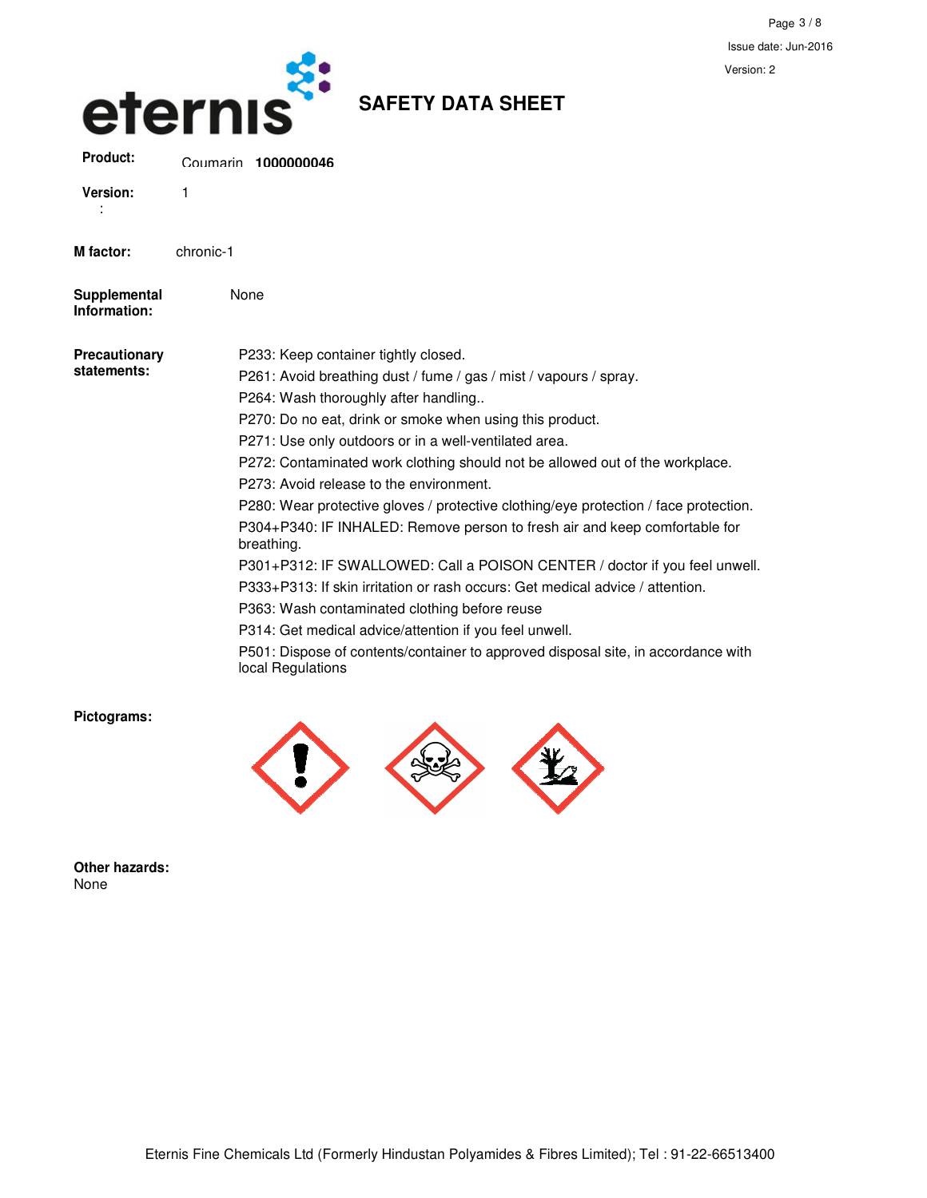# SAFETY DATA SHEET

**Product:** Coumarin **1000000046**

**Version:** 1

**M factor:** chronic-1

**Supplemental Information:** None

**Precautionary statements:**

P233: Keep container tightly closed.
P261: Avoid breathing dust / fume / gas / mist / vapours / spray.
P264: Wash thoroughly after handling..
P270: Do no eat, drink or smoke when using this product.
P271: Use only outdoors or in a well-ventilated area.
P272: Contaminated work clothing should not be allowed out of the workplace.
P273: Avoid release to the environment.
P280: Wear protective gloves / protective clothing/eye protection / face protection.
P304+P340: IF INHALED: Remove person to fresh air and keep comfortable for breathing.
P301+P312: IF SWALLOWED: Call a POISON CENTER / doctor if you feel unwell.
P333+P313: If skin irritation or rash occurs: Get medical advice / attention.
P363: Wash contaminated clothing before reuse
P314: Get medical advice/attention if you feel unwell.
P501: Dispose of contents/container to approved disposal site, in accordance with local Regulations

**Pictograms:**

**Other hazards:**
None

Eternis Fine Chemicals Ltd (Formerly Hindustan Polyamides & Fibres Limited); Tel : 91-22-66513400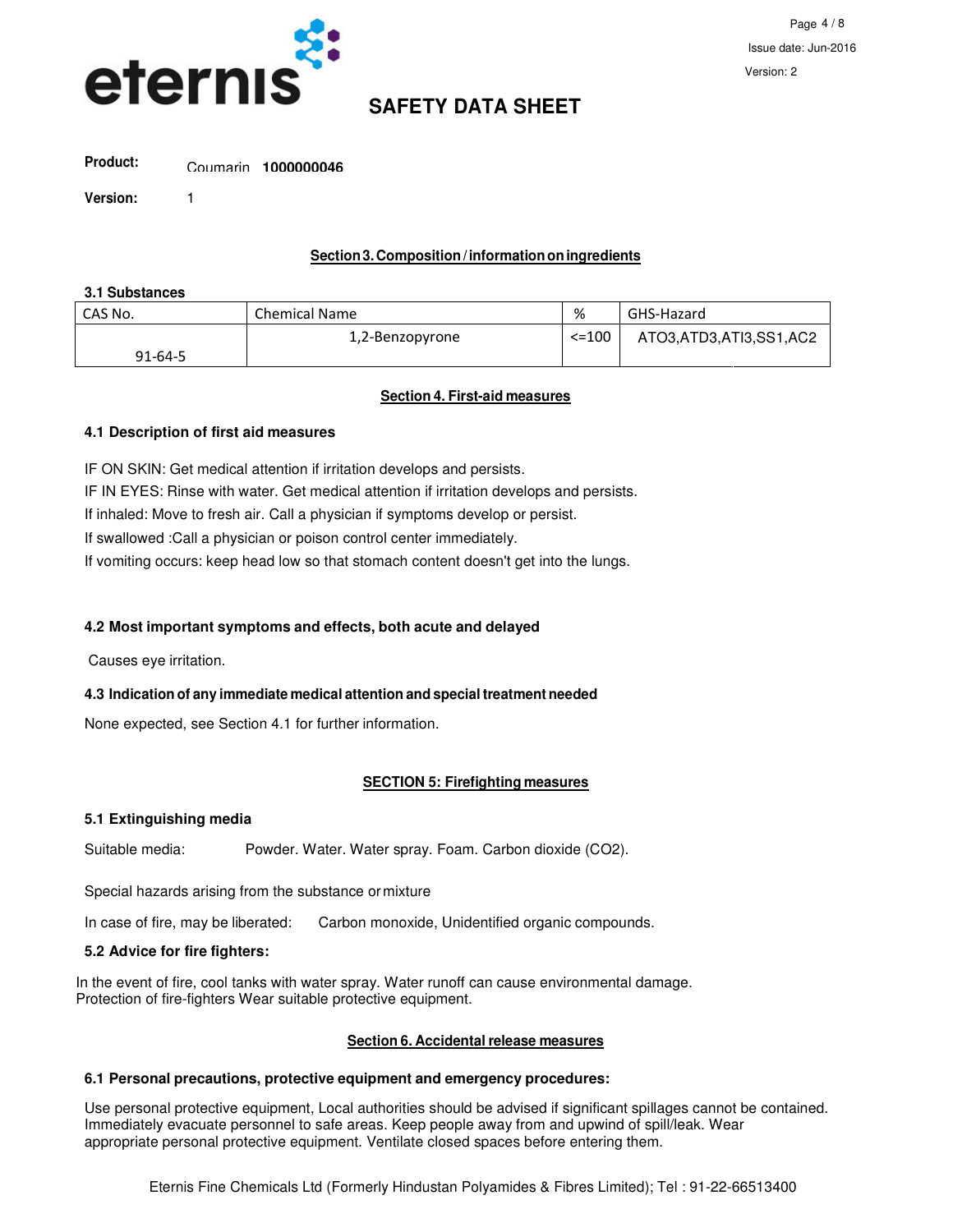# SAFETY DATA SHEET

**Product:** Coumarin **1000000046**

**Version:** 1

## Section 3. Composition / information on ingredients

### 3.1 Substances

| CAS No. | Chemical Name | % | GHS-Hazard |
|---|---|---|---|
| 91-64-5 | 1,2-Benzopyrone | <=100 | ATO3,ATD3,ATI3,SS1,AC2 |

## Section 4. First-aid measures

### 4.1 Description of first aid measures

IF ON SKIN: Get medical attention if irritation develops and persists.
IF IN EYES: Rinse with water. Get medical attention if irritation develops and persists.
If inhaled: Move to fresh air. Call a physician if symptoms develop or persist.
If swallowed :Call a physician or poison control center immediately.
If vomiting occurs: keep head low so that stomach content doesn't get into the lungs.

### 4.2 Most important symptoms and effects, both acute and delayed

Causes eye irritation.

### 4.3 Indication of any immediate medical attention and special treatment needed

None expected, see Section 4.1 for further information.

## SECTION 5: Firefighting measures

### 5.1 Extinguishing media

Suitable media: Powder. Water. Water spray. Foam. Carbon dioxide ($CO_2$).

Special hazards arising from the substance or mixture

In case of fire, may be liberated: Carbon monoxide, Unidentified organic compounds.

### 5.2 Advice for fire fighters:

In the event of fire, cool tanks with water spray. Water runoff can cause environmental damage.
Protection of fire-fighters Wear suitable protective equipment.

## Section 6. Accidental release measures

### 6.1 Personal precautions, protective equipment and emergency procedures:

Use personal protective equipment, Local authorities should be advised if significant spillages cannot be contained. Immediately evacuate personnel to safe areas. Keep people away from and upwind of spill/leak. Wear appropriate personal protective equipment. Ventilate closed spaces before entering them.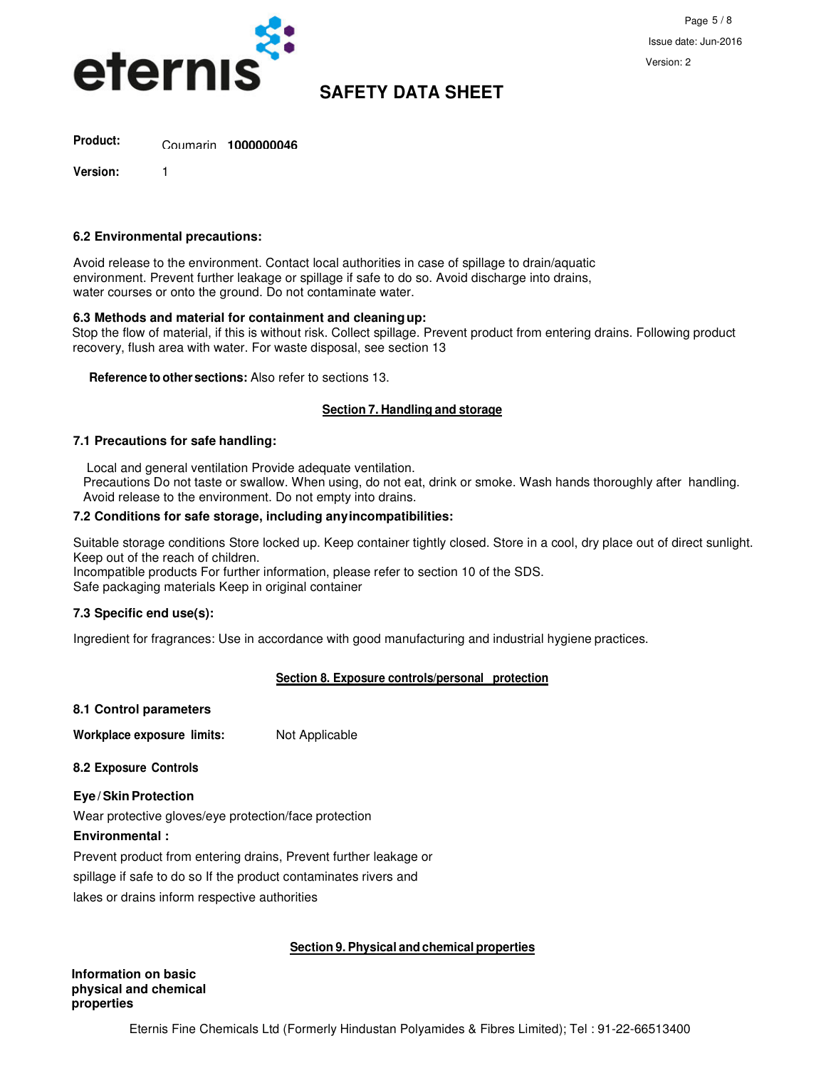**Product:** Coumarin **1000000046**

**Version:** 1

### 6.2 Environmental precautions:

Avoid release to the environment. Contact local authorities in case of spillage to drain/aquatic environment. Prevent further leakage or spillage if safe to do so. Avoid discharge into drains, water courses or onto the ground. Do not contaminate water.

### 6.3 Methods and material for containment and cleaning up:

Stop the flow of material, if this is without risk. Collect spillage. Prevent product from entering drains. Following product recovery, flush area with water. For waste disposal, see section 13

**Reference to other sections:** Also refer to sections 13.

## Section 7. Handling and storage

### 7.1 Precautions for safe handling:

Local and general ventilation Provide adequate ventilation.
Precautions Do not taste or swallow. When using, do not eat, drink or smoke. Wash hands thoroughly after handling. Avoid release to the environment. Do not empty into drains.

### 7.2 Conditions for safe storage, including any incompatibilities:

Suitable storage conditions Store locked up. Keep container tightly closed. Store in a cool, dry place out of direct sunlight. Keep out of the reach of children.
Incompatible products For further information, please refer to section 10 of the SDS.
Safe packaging materials Keep in original container

### 7.3 Specific end use(s):

Ingredient for fragrances: Use in accordance with good manufacturing and industrial hygiene practices.

## Section 8. Exposure controls/personal protection

### 8.1 Control parameters

**Workplace exposure limits:** Not Applicable

### 8.2 Exposure Controls

**Eye / Skin Protection**

Wear protective gloves/eye protection/face protection

**Environmental :**

Prevent product from entering drains, Prevent further leakage or spillage if safe to do so If the product contaminates rivers and lakes or drains inform respective authorities

## Section 9. Physical and chemical properties

**Information on basic physical and chemical properties**

Eternis Fine Chemicals Ltd (Formerly Hindustan Polyamides & Fibres Limited); Tel : 91-22-66513400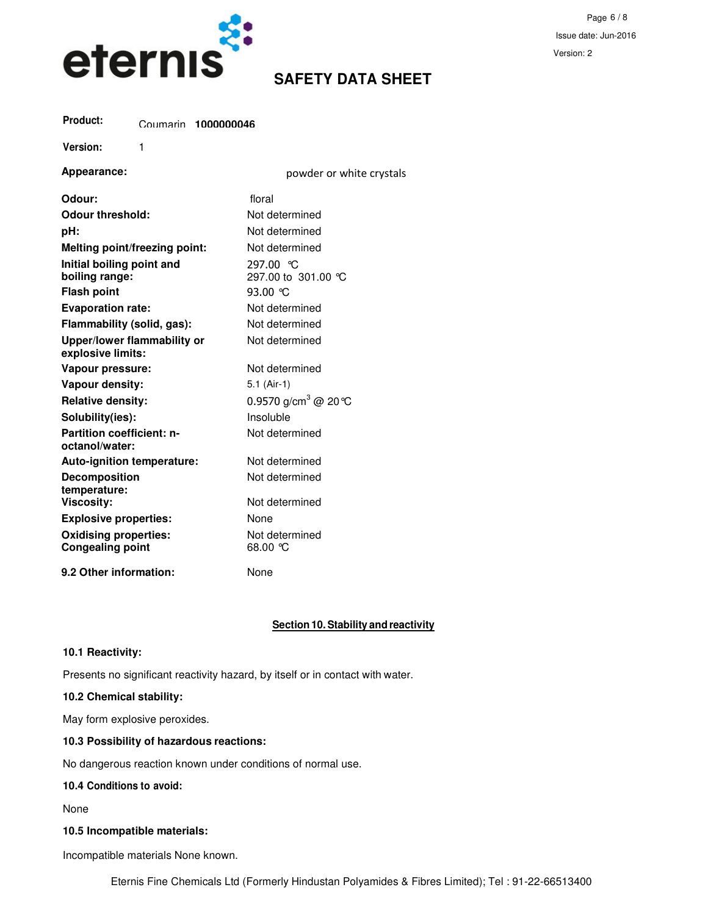**SAFETY DATA SHEET**

**Product:** Coumarin **1000000046**

**Version:** 1

| | |
|---|---|
| **Appearance:** | powder or white crystals |
| **Odour:** | floral |
| **Odour threshold:** | Not determined |
| **pH:** | Not determined |
| **Melting point/freezing point:** | Not determined |
| **Initial boiling point and boiling range:** | 297.00 ℃<br>297.00 to 301.00 ℃ |
| **Flash point** | 93.00 ℃ |
| **Evaporation rate:** | Not determined |
| **Flammability (solid, gas):** | Not determined |
| **Upper/lower flammability or explosive limits:** | Not determined |
| **Vapour pressure:** | Not determined |
| **Vapour density:** | 5.1 (Air-1) |
| **Relative density:** | 0.9570 g/cm$^3$ @ 20℃ |
| **Solubility(ies):** | Insoluble |
| **Partition coefficient: n-octanol/water:** | Not determined |
| **Auto-ignition temperature:** | Not determined |
| **Decomposition temperature:** | Not determined |
| **Viscosity:** | Not determined |
| **Explosive properties:** | None |
| **Oxidising properties:** | Not determined |
| **Congealing point** | 68.00 ℃ |
| **9.2 Other information:** | None |

## Section 10. Stability and reactivity

**10.1 Reactivity:**

Presents no significant reactivity hazard, by itself or in contact with water.

**10.2 Chemical stability:**

May form explosive peroxides.

**10.3 Possibility of hazardous reactions:**

No dangerous reaction known under conditions of normal use.

**10.4 Conditions to avoid:**

None

**10.5 Incompatible materials:**

Incompatible materials None known.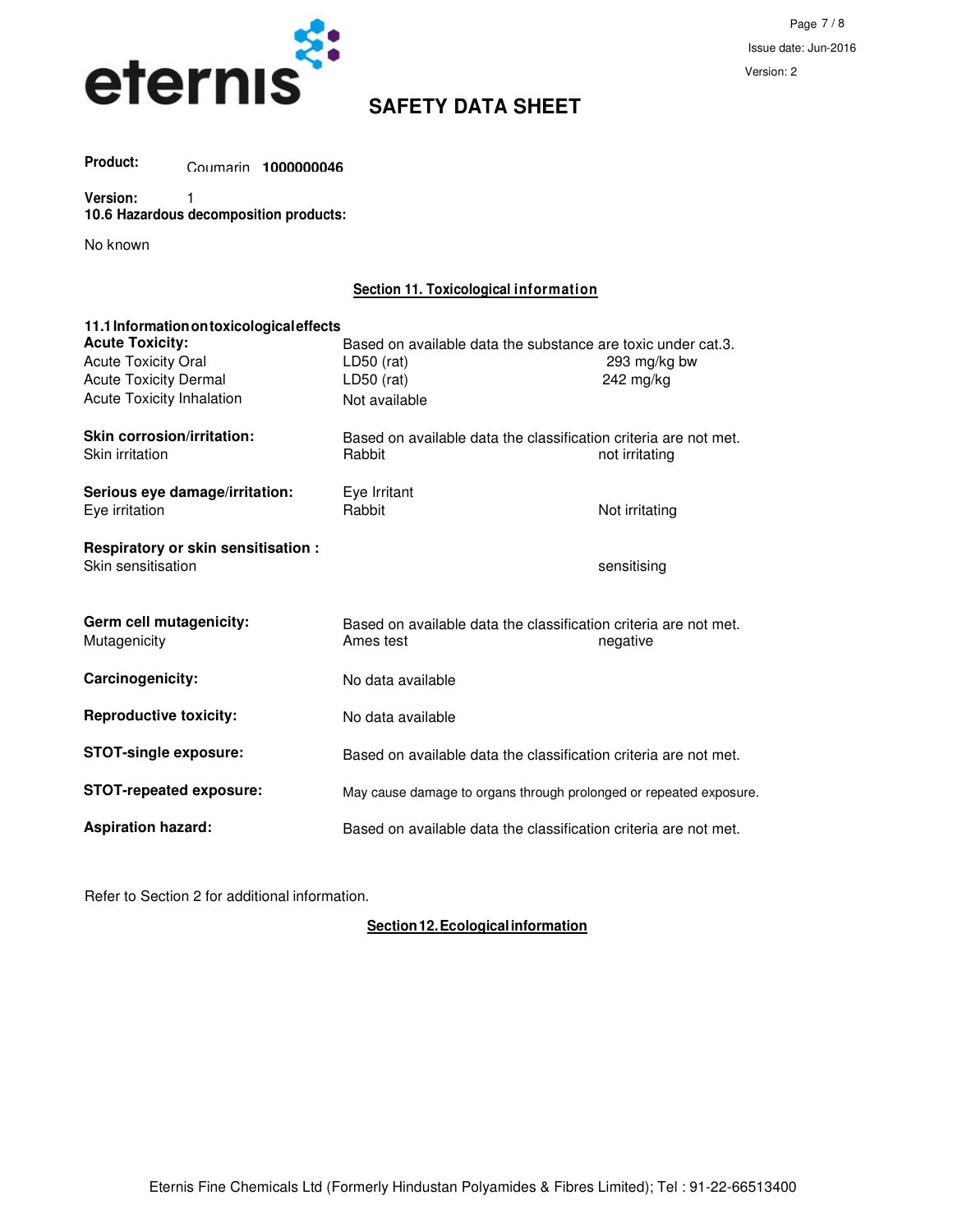**Product:** Coumarin **1000000046**

**Version:** 1

**10.6 Hazardous decomposition products:**

No known

## Section 11. Toxicological information

**11.1 Information on toxicological effects**

| | | |
|---|---|---|
| **Acute Toxicity:** | Based on available data the substance are toxic under cat.3. | |
| Acute Toxicity Oral | LD50 (rat) | 293 mg/kg bw |
| Acute Toxicity Dermal | LD50 (rat) | 242 mg/kg |
| Acute Toxicity Inhalation | Not available | |
| **Skin corrosion/irritation:** | Based on available data the classification criteria are not met. | |
| Skin irritation | Rabbit | not irritating |
| **Serious eye damage/irritation:** | Eye Irritant | |
| Eye irritation | Rabbit | Not irritating |
| **Respiratory or skin sensitisation :** | | |
| Skin sensitisation | | sensitising |
| **Germ cell mutagenicity:** | Based on available data the classification criteria are not met. | |
| Mutagenicity | Ames test | negative |
| **Carcinogenicity:** | No data available | |
| **Reproductive toxicity:** | No data available | |
| **STOT-single exposure:** | Based on available data the classification criteria are not met. | |
| **STOT-repeated exposure:** | May cause damage to organs through prolonged or repeated exposure. | |
| **Aspiration hazard:** | Based on available data the classification criteria are not met. | |

Refer to Section 2 for additional information.

## Section 12. Ecological information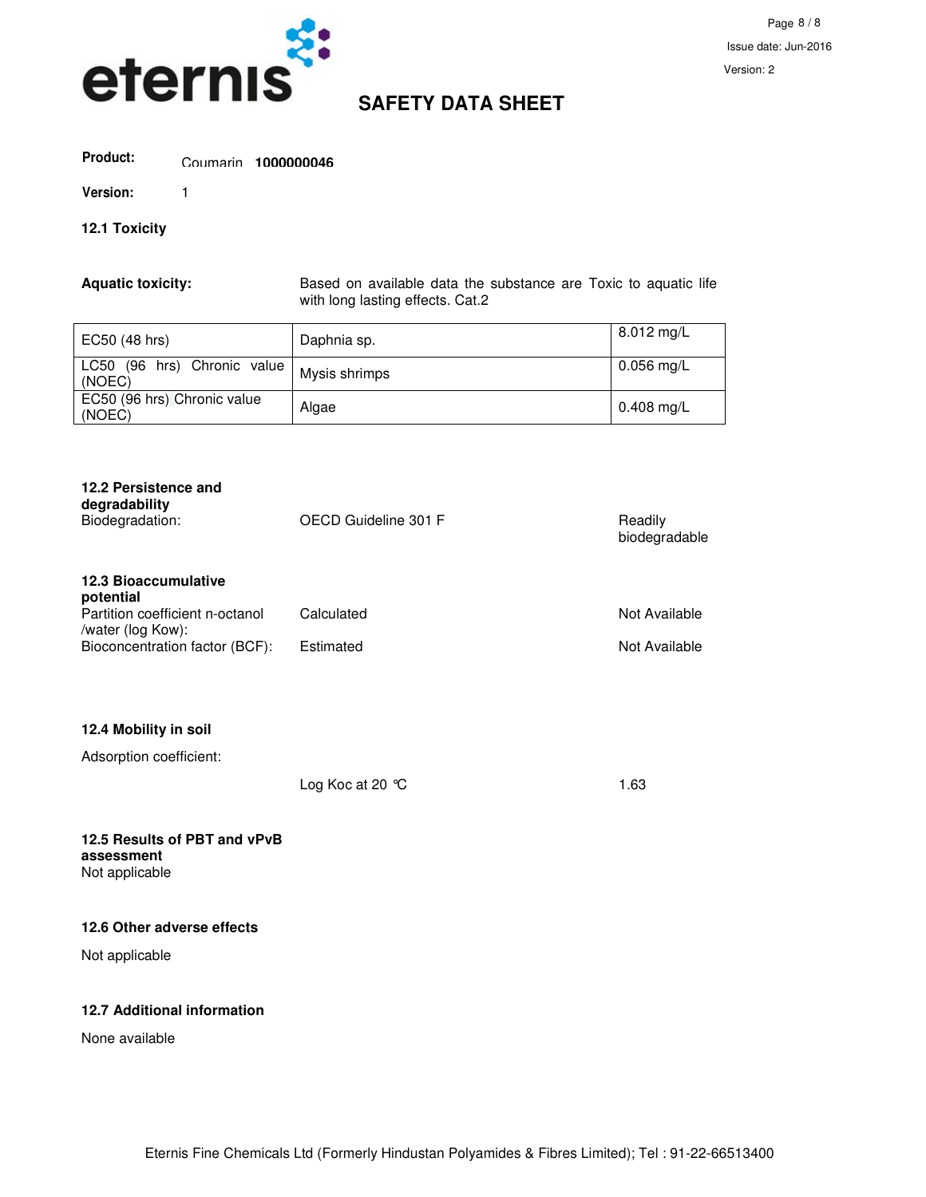# SAFETY DATA SHEET

**Product:** Coumarin **1000000046**

**Version:** 1

### 12.1 Toxicity

**Aquatic toxicity:** Based on available data the substance are Toxic to aquatic life with long lasting effects. Cat.2

| | | |
|---|---|---|
| EC50 (48 hrs) | Daphnia sp. | 8.012 mg/L |
| LC50 (96 hrs) Chronic value (NOEC) | Mysis shrimps | 0.056 mg/L |
| EC50 (96 hrs) Chronic value (NOEC) | Algae | 0.408 mg/L |

### 12.2 Persistence and degradability

| | | |
|---|---|---|
| Biodegradation: | OECD Guideline 301 F | Readily biodegradable |

### 12.3 Bioaccumulative potential

| | | |
|---|---|---|
| Partition coefficient n-octanol /water (log Kow): | Calculated | Not Available |
| Bioconcentration factor (BCF): | Estimated | Not Available |

### 12.4 Mobility in soil

Adsorption coefficient:

| | |
|---|---|
| Log Koc at 20 ℃ | 1.63 |

### 12.5 Results of PBT and vPvB assessment

Not applicable

### 12.6 Other adverse effects

Not applicable

### 12.7 Additional information

None available

Eternis Fine Chemicals Ltd (Formerly Hindustan Polyamides & Fibres Limited); Tel : 91-22-66513400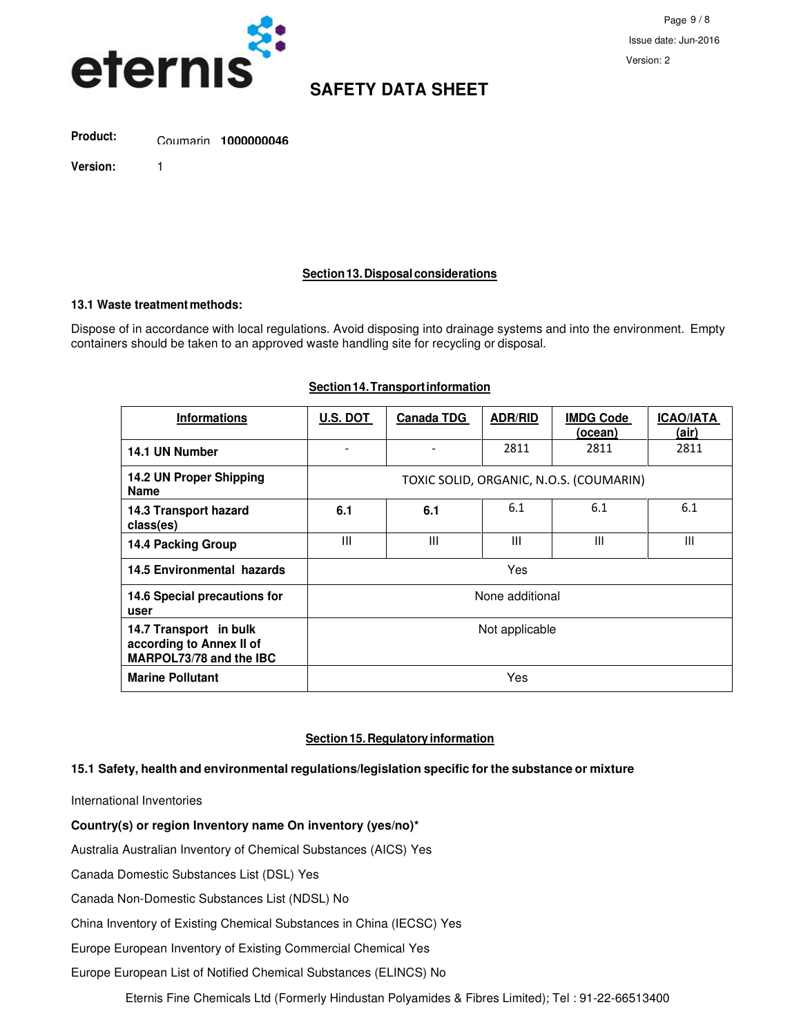**Product:** Coumarin **1000000046**

**Version:** 1

## Section 13. Disposal considerations

### 13.1 Waste treatment methods:

Dispose of in accordance with local regulations. Avoid disposing into drainage systems and into the environment. Empty containers should be taken to an approved waste handling site for recycling or disposal.

## Section 14. Transport information

| Informations | U.S. DOT | Canada TDG | ADR/RID | IMDG Code (ocean) | ICAO/IATA (air) |
|---|---|---|---|---|---|
| **14.1 UN Number** | - | - | 2811 | 2811 | 2811 |
| **14.2 UN Proper Shipping Name** | TOXIC SOLID, ORGANIC, N.O.S. (COUMARIN) | | | | |
| **14.3 Transport hazard class(es)** | **6.1** | **6.1** | 6.1 | 6.1 | 6.1 |
| **14.4 Packing Group** | III | III | III | III | III |
| **14.5 Environmental hazards** | Yes | | | | |
| **14.6 Special precautions for user** | None additional | | | | |
| **14.7 Transport in bulk according to Annex II of MARPOL73/78 and the IBC** | Not applicable | | | | |
| **Marine Pollutant** | Yes | | | | |

## Section 15. Regulatory information

### 15.1 Safety, health and environmental regulations/legislation specific for the substance or mixture

International Inventories

**Country(s) or region Inventory name On inventory (yes/no)***

Australia Australian Inventory of Chemical Substances (AICS) Yes

Canada Domestic Substances List (DSL) Yes

Canada Non-Domestic Substances List (NDSL) No

China Inventory of Existing Chemical Substances in China (IECSC) Yes

Europe European Inventory of Existing Commercial Chemical Yes

Europe European List of Notified Chemical Substances (ELINCS) No

Eternis Fine Chemicals Ltd (Formerly Hindustan Polyamides & Fibres Limited); Tel : 91-22-66513400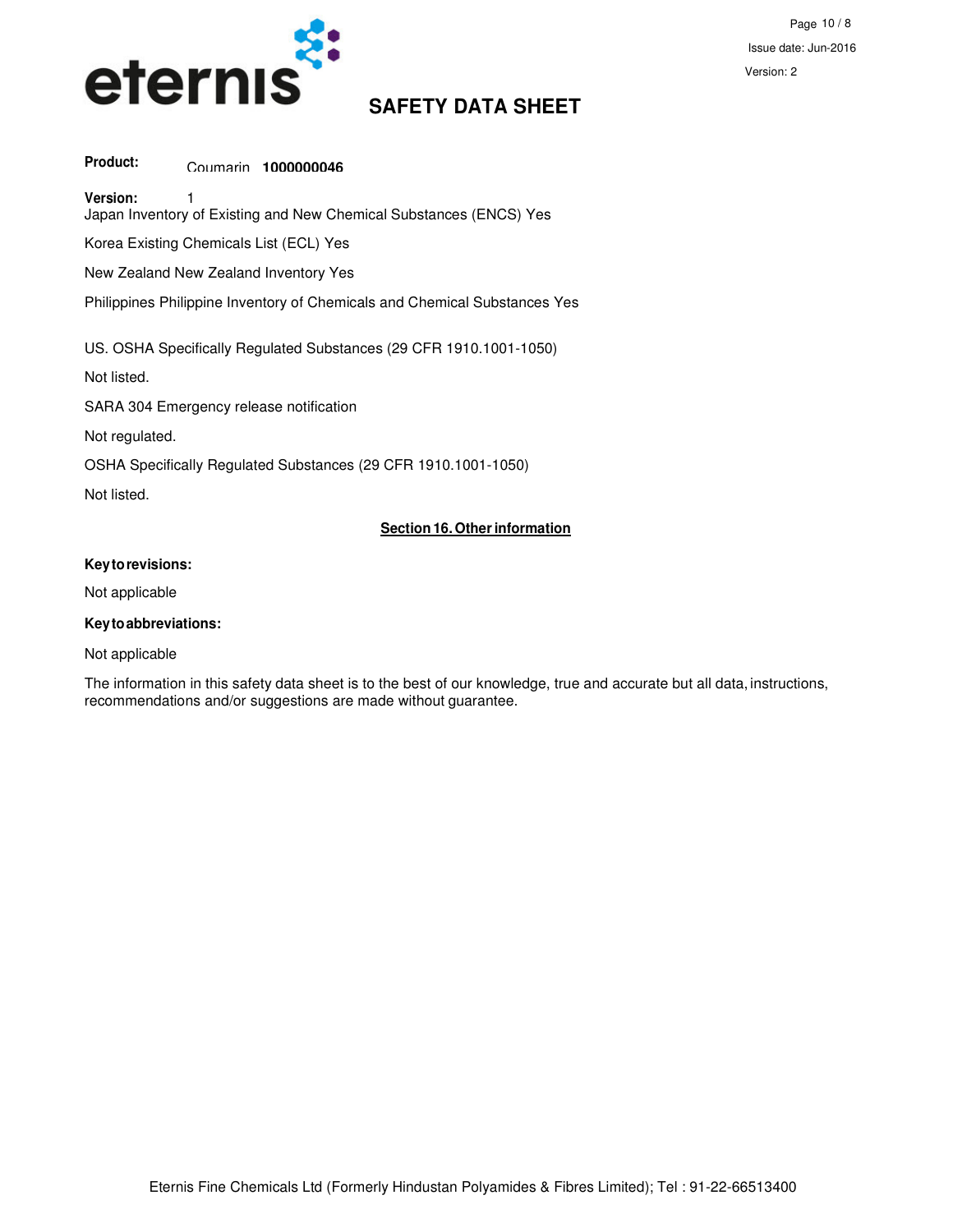**Product:** Coumarin **1000000046**

**Version:** 1

Japan Inventory of Existing and New Chemical Substances (ENCS) Yes

Korea Existing Chemicals List (ECL) Yes

New Zealand New Zealand Inventory Yes

Philippines Philippine Inventory of Chemicals and Chemical Substances Yes

US. OSHA Specifically Regulated Substances (29 CFR 1910.1001-1050)

Not listed.

SARA 304 Emergency release notification

Not regulated.

OSHA Specifically Regulated Substances (29 CFR 1910.1001-1050)

Not listed.

## Section 16. Other information

**Key to revisions:**

Not applicable

**Key to abbreviations:**

Not applicable

The information in this safety data sheet is to the best of our knowledge, true and accurate but all data, instructions, recommendations and/or suggestions are made without guarantee.